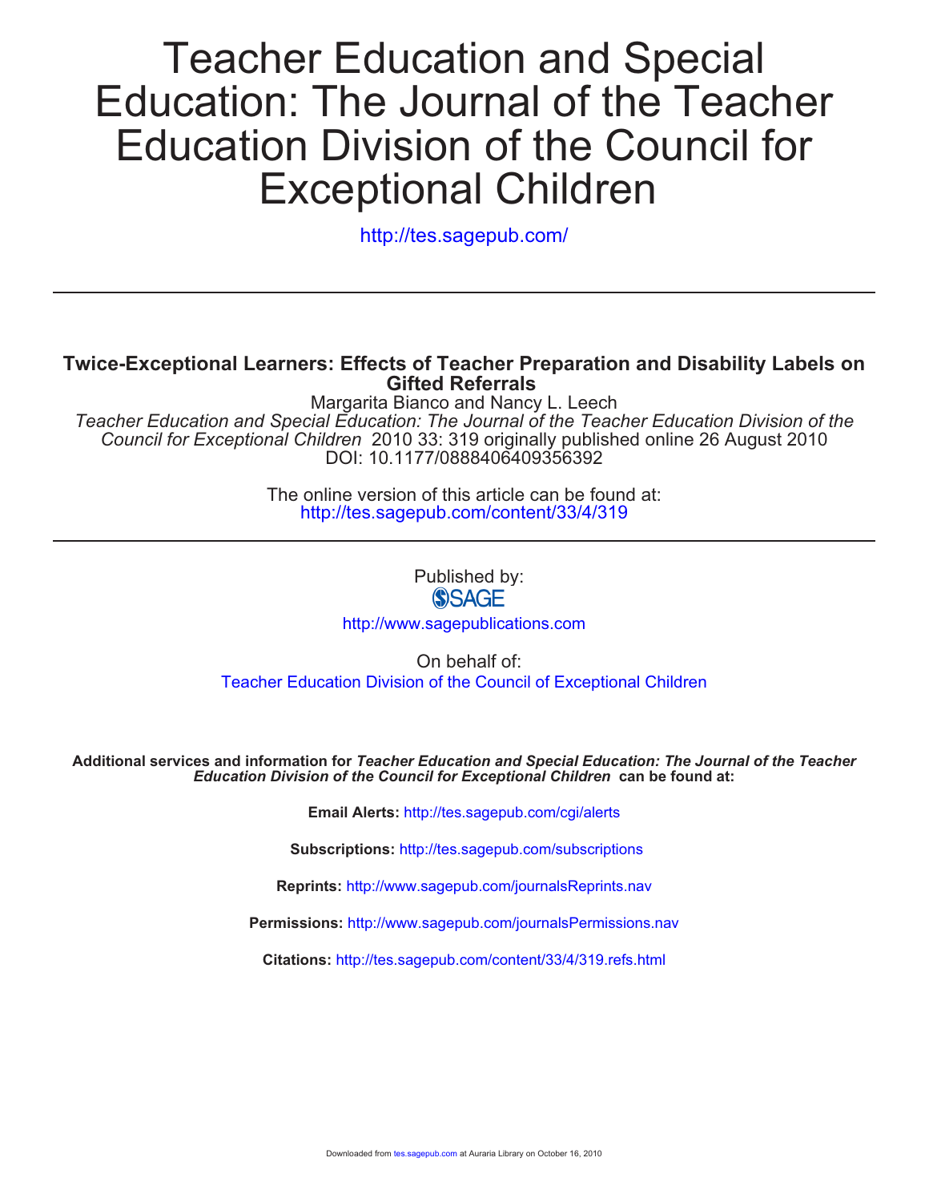# Teacher Education and Special Education: The Journal of the Teacher Education Division of the Council for Exceptional Children

http://tes.sagepub.com/

---

## Twice-Exceptional Learners: Effects of Teacher Preparation and Disability Labels on Gifted Referrals

Margarita Bianco and Nancy L. Leech

*Teacher Education and Special Education: The Journal of the Teacher Education Division of the Council for Exceptional Children* 2010 33: 319 originally published online 26 August 2010
DOI: 10.1177/0888406409356392

The online version of this article can be found at:
http://tes.sagepub.com/content/33/4/319

---

Published by:
SAGE
http://www.sagepublications.com

On behalf of:
Teacher Education Division of the Council of Exceptional Children

**Additional services and information for *Teacher Education and Special Education: The Journal of the Teacher Education Division of the Council for Exceptional Children* can be found at:**

**Email Alerts:** http://tes.sagepub.com/cgi/alerts

**Subscriptions:** http://tes.sagepub.com/subscriptions

**Reprints:** http://www.sagepub.com/journalsReprints.nav

**Permissions:** http://www.sagepub.com/journalsPermissions.nav

**Citations:** http://tes.sagepub.com/content/33/4/319.refs.html

Downloaded from tes.sagepub.com at Auraria Library on October 16, 2010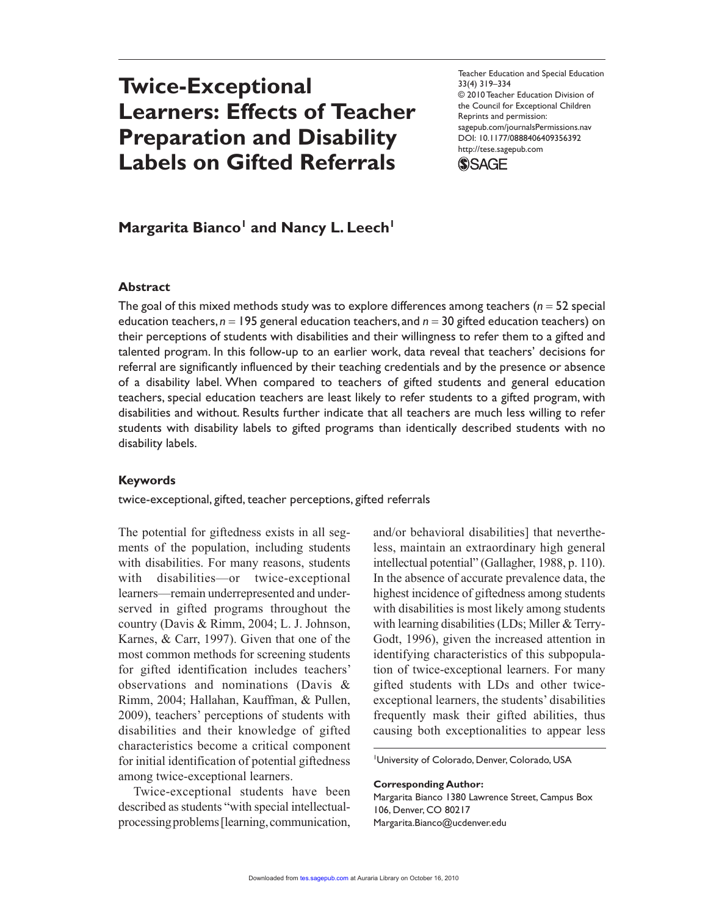# Twice-Exceptional Learners: Effects of Teacher Preparation and Disability Labels on Gifted Referrals

Teacher Education and Special Education
33(4) 319–334
© 2010 Teacher Education Division of the Council for Exceptional Children
Reprints and permission: sagepub.com/journalsPermissions.nav
DOI: 10.1177/0888406409356392
http://tese.sagepub.com

**Margarita Bianco[1] and Nancy L. Leech[1]**

## Abstract

The goal of this mixed methods study was to explore differences among teachers ($n = 52$ special education teachers, $n = 195$ general education teachers, and $n = 30$ gifted education teachers) on their perceptions of students with disabilities and their willingness to refer them to a gifted and talented program. In this follow-up to an earlier work, data reveal that teachers' decisions for referral are significantly influenced by their teaching credentials and by the presence or absence of a disability label. When compared to teachers of gifted students and general education teachers, special education teachers are least likely to refer students to a gifted program, with disabilities and without. Results further indicate that all teachers are much less willing to refer students with disability labels to gifted programs than identically described students with no disability labels.

## Keywords

twice-exceptional, gifted, teacher perceptions, gifted referrals

The potential for giftedness exists in all segments of the population, including students with disabilities. For many reasons, students with disabilities—or twice-exceptional learners—remain underrepresented and underserved in gifted programs throughout the country (Davis & Rimm, 2004; L. J. Johnson, Karnes, & Carr, 1997). Given that one of the most common methods for screening students for gifted identification includes teachers' observations and nominations (Davis & Rimm, 2004; Hallahan, Kauffman, & Pullen, 2009), teachers' perceptions of students with disabilities and their knowledge of gifted characteristics become a critical component for initial identification of potential giftedness among twice-exceptional learners.

Twice-exceptional students have been described as students "with special intellectual-processing problems [learning, communication, and/or behavioral disabilities] that nevertheless, maintain an extraordinary high general intellectual potential" (Gallagher, 1988, p. 110). In the absence of accurate prevalence data, the highest incidence of giftedness among students with disabilities is most likely among students with learning disabilities (LDs; Miller & Terry-Godt, 1996), given the increased attention in identifying characteristics of this subpopulation of twice-exceptional learners. For many gifted students with LDs and other twice-exceptional learners, the students' disabilities frequently mask their gifted abilities, thus causing both exceptionalities to appear less

[1]University of Colorado, Denver, Colorado, USA

**Corresponding Author:**
Margarita Bianco 1380 Lawrence Street, Campus Box 106, Denver, CO 80217
Margarita.Bianco@ucdenver.edu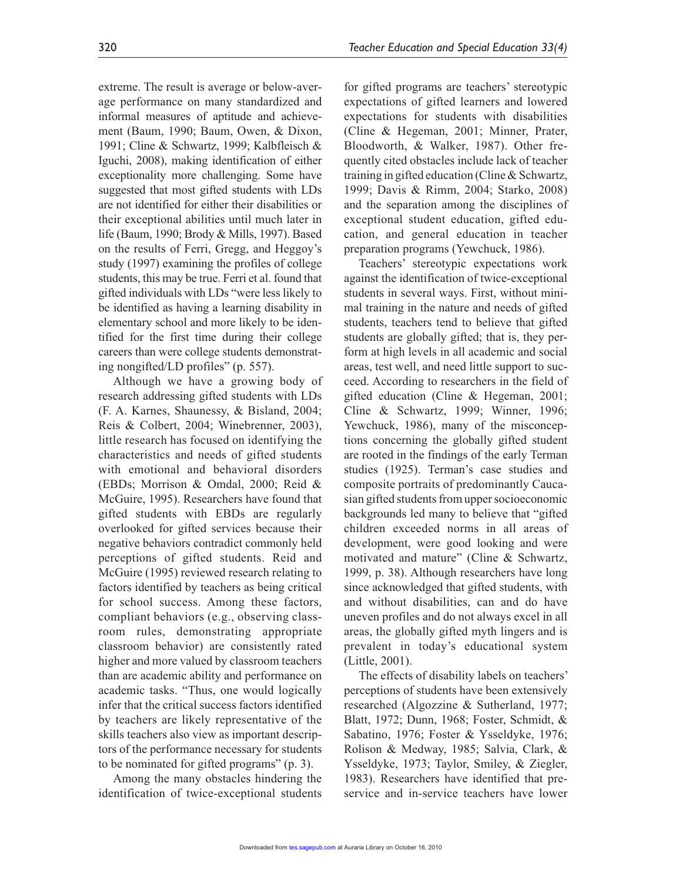extreme. The result is average or below-average performance on many standardized and informal measures of aptitude and achievement (Baum, 1990; Baum, Owen, & Dixon, 1991; Cline & Schwartz, 1999; Kalbfleisch & Iguchi, 2008), making identification of either exceptionality more challenging. Some have suggested that most gifted students with LDs are not identified for either their disabilities or their exceptional abilities until much later in life (Baum, 1990; Brody & Mills, 1997). Based on the results of Ferri, Gregg, and Heggoy's study (1997) examining the profiles of college students, this may be true. Ferri et al. found that gifted individuals with LDs "were less likely to be identified as having a learning disability in elementary school and more likely to be identified for the first time during their college careers than were college students demonstrating nongifted/LD profiles" (p. 557).

Although we have a growing body of research addressing gifted students with LDs (F. A. Karnes, Shaunessy, & Bisland, 2004; Reis & Colbert, 2004; Winebrenner, 2003), little research has focused on identifying the characteristics and needs of gifted students with emotional and behavioral disorders (EBDs; Morrison & Omdal, 2000; Reid & McGuire, 1995). Researchers have found that gifted students with EBDs are regularly overlooked for gifted services because their negative behaviors contradict commonly held perceptions of gifted students. Reid and McGuire (1995) reviewed research relating to factors identified by teachers as being critical for school success. Among these factors, compliant behaviors (e.g., observing classroom rules, demonstrating appropriate classroom behavior) are consistently rated higher and more valued by classroom teachers than are academic ability and performance on academic tasks. "Thus, one would logically infer that the critical success factors identified by teachers are likely representative of the skills teachers also view as important descriptors of the performance necessary for students to be nominated for gifted programs" (p. 3).

Among the many obstacles hindering the identification of twice-exceptional students for gifted programs are teachers' stereotypic expectations of gifted learners and lowered expectations for students with disabilities (Cline & Hegeman, 2001; Minner, Prater, Bloodworth, & Walker, 1987). Other frequently cited obstacles include lack of teacher training in gifted education (Cline & Schwartz, 1999; Davis & Rimm, 2004; Starko, 2008) and the separation among the disciplines of exceptional student education, gifted education, and general education in teacher preparation programs (Yewchuck, 1986).

Teachers' stereotypic expectations work against the identification of twice-exceptional students in several ways. First, without minimal training in the nature and needs of gifted students, teachers tend to believe that gifted students are globally gifted; that is, they perform at high levels in all academic and social areas, test well, and need little support to succeed. According to researchers in the field of gifted education (Cline & Hegeman, 2001; Cline & Schwartz, 1999; Winner, 1996; Yewchuck, 1986), many of the misconceptions concerning the globally gifted student are rooted in the findings of the early Terman studies (1925). Terman's case studies and composite portraits of predominantly Caucasian gifted students from upper socioeconomic backgrounds led many to believe that "gifted children exceeded norms in all areas of development, were good looking and were motivated and mature" (Cline & Schwartz, 1999, p. 38). Although researchers have long since acknowledged that gifted students, with and without disabilities, can and do have uneven profiles and do not always excel in all areas, the globally gifted myth lingers and is prevalent in today's educational system (Little, 2001).

The effects of disability labels on teachers' perceptions of students have been extensively researched (Algozzine & Sutherland, 1977; Blatt, 1972; Dunn, 1968; Foster, Schmidt, & Sabatino, 1976; Foster & Ysseldyke, 1976; Rolison & Medway, 1985; Salvia, Clark, & Ysseldyke, 1973; Taylor, Smiley, & Ziegler, 1983). Researchers have identified that preservice and in-service teachers have lower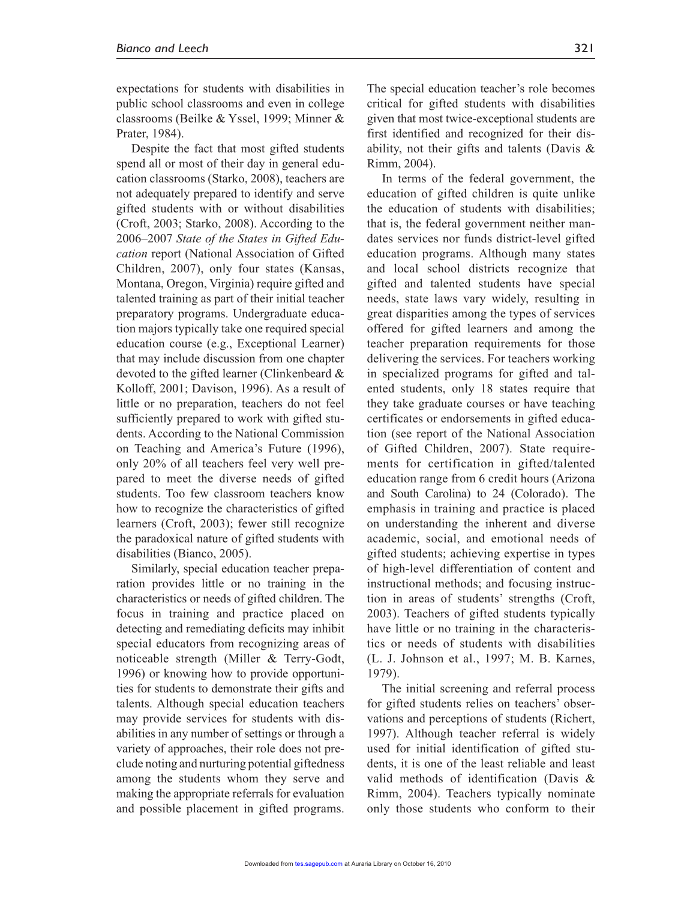expectations for students with disabilities in public school classrooms and even in college classrooms (Beilke & Yssel, 1999; Minner & Prater, 1984).

Despite the fact that most gifted students spend all or most of their day in general education classrooms (Starko, 2008), teachers are not adequately prepared to identify and serve gifted students with or without disabilities (Croft, 2003; Starko, 2008). According to the 2006–2007 *State of the States in Gifted Education* report (National Association of Gifted Children, 2007), only four states (Kansas, Montana, Oregon, Virginia) require gifted and talented training as part of their initial teacher preparatory programs. Undergraduate education majors typically take one required special education course (e.g., Exceptional Learner) that may include discussion from one chapter devoted to the gifted learner (Clinkenbeard & Kolloff, 2001; Davison, 1996). As a result of little or no preparation, teachers do not feel sufficiently prepared to work with gifted students. According to the National Commission on Teaching and America's Future (1996), only 20% of all teachers feel very well prepared to meet the diverse needs of gifted students. Too few classroom teachers know how to recognize the characteristics of gifted learners (Croft, 2003); fewer still recognize the paradoxical nature of gifted students with disabilities (Bianco, 2005).

Similarly, special education teacher preparation provides little or no training in the characteristics or needs of gifted children. The focus in training and practice placed on detecting and remediating deficits may inhibit special educators from recognizing areas of noticeable strength (Miller & Terry-Godt, 1996) or knowing how to provide opportunities for students to demonstrate their gifts and talents. Although special education teachers may provide services for students with disabilities in any number of settings or through a variety of approaches, their role does not preclude noting and nurturing potential giftedness among the students whom they serve and making the appropriate referrals for evaluation and possible placement in gifted programs. The special education teacher's role becomes critical for gifted students with disabilities given that most twice-exceptional students are first identified and recognized for their disability, not their gifts and talents (Davis & Rimm, 2004).

In terms of the federal government, the education of gifted children is quite unlike the education of students with disabilities; that is, the federal government neither mandates services nor funds district-level gifted education programs. Although many states and local school districts recognize that gifted and talented students have special needs, state laws vary widely, resulting in great disparities among the types of services offered for gifted learners and among the teacher preparation requirements for those delivering the services. For teachers working in specialized programs for gifted and talented students, only 18 states require that they take graduate courses or have teaching certificates or endorsements in gifted education (see report of the National Association of Gifted Children, 2007). State requirements for certification in gifted/talented education range from 6 credit hours (Arizona and South Carolina) to 24 (Colorado). The emphasis in training and practice is placed on understanding the inherent and diverse academic, social, and emotional needs of gifted students; achieving expertise in types of high-level differentiation of content and instructional methods; and focusing instruction in areas of students' strengths (Croft, 2003). Teachers of gifted students typically have little or no training in the characteristics or needs of students with disabilities (L. J. Johnson et al., 1997; M. B. Karnes, 1979).

The initial screening and referral process for gifted students relies on teachers' observations and perceptions of students (Richert, 1997). Although teacher referral is widely used for initial identification of gifted students, it is one of the least reliable and least valid methods of identification (Davis & Rimm, 2004). Teachers typically nominate only those students who conform to their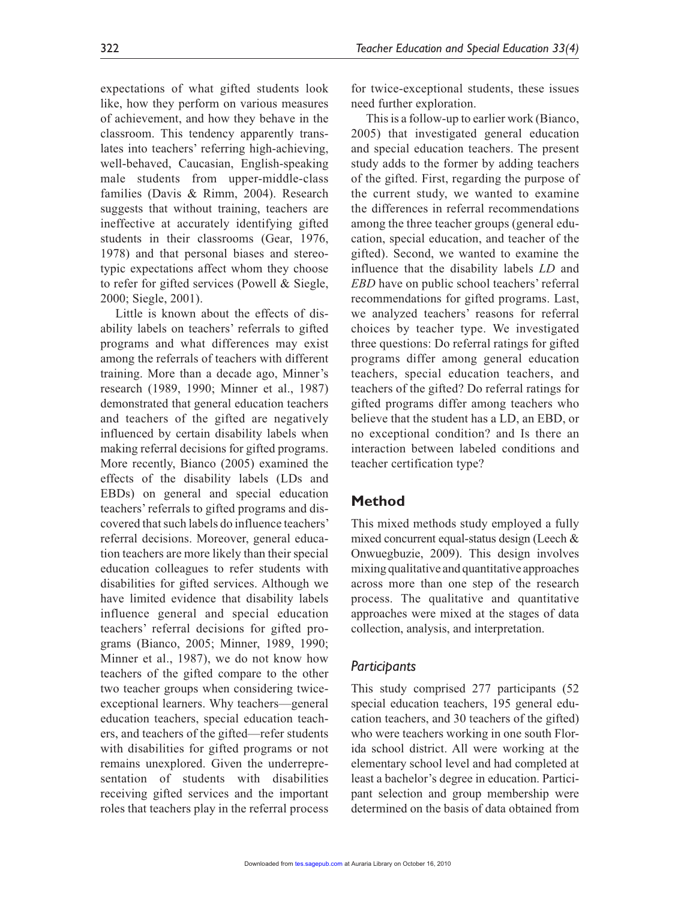expectations of what gifted students look like, how they perform on various measures of achievement, and how they behave in the classroom. This tendency apparently translates into teachers' referring high-achieving, well-behaved, Caucasian, English-speaking male students from upper-middle-class families (Davis & Rimm, 2004). Research suggests that without training, teachers are ineffective at accurately identifying gifted students in their classrooms (Gear, 1976, 1978) and that personal biases and stereotypic expectations affect whom they choose to refer for gifted services (Powell & Siegle, 2000; Siegle, 2001).

Little is known about the effects of disability labels on teachers' referrals to gifted programs and what differences may exist among the referrals of teachers with different training. More than a decade ago, Minner's research (1989, 1990; Minner et al., 1987) demonstrated that general education teachers and teachers of the gifted are negatively influenced by certain disability labels when making referral decisions for gifted programs. More recently, Bianco (2005) examined the effects of the disability labels (LDs and EBDs) on general and special education teachers' referrals to gifted programs and discovered that such labels do influence teachers' referral decisions. Moreover, general education teachers are more likely than their special education colleagues to refer students with disabilities for gifted services. Although we have limited evidence that disability labels influence general and special education teachers' referral decisions for gifted programs (Bianco, 2005; Minner, 1989, 1990; Minner et al., 1987), we do not know how teachers of the gifted compare to the other two teacher groups when considering twice-exceptional learners. Why teachers—general education teachers, special education teachers, and teachers of the gifted—refer students with disabilities for gifted programs or not remains unexplored. Given the underrepresentation of students with disabilities receiving gifted services and the important roles that teachers play in the referral process for twice-exceptional students, these issues need further exploration.

This is a follow-up to earlier work (Bianco, 2005) that investigated general education and special education teachers. The present study adds to the former by adding teachers of the gifted. First, regarding the purpose of the current study, we wanted to examine the differences in referral recommendations among the three teacher groups (general education, special education, and teacher of the gifted). Second, we wanted to examine the influence that the disability labels *LD* and *EBD* have on public school teachers' referral recommendations for gifted programs. Last, we analyzed teachers' reasons for referral choices by teacher type. We investigated three questions: Do referral ratings for gifted programs differ among general education teachers, special education teachers, and teachers of the gifted? Do referral ratings for gifted programs differ among teachers who believe that the student has a LD, an EBD, or no exceptional condition? and Is there an interaction between labeled conditions and teacher certification type?

## Method

This mixed methods study employed a fully mixed concurrent equal-status design (Leech & Onwuegbuzie, 2009). This design involves mixing qualitative and quantitative approaches across more than one step of the research process. The qualitative and quantitative approaches were mixed at the stages of data collection, analysis, and interpretation.

### *Participants*

This study comprised 277 participants (52 special education teachers, 195 general education teachers, and 30 teachers of the gifted) who were teachers working in one south Florida school district. All were working at the elementary school level and had completed at least a bachelor's degree in education. Participant selection and group membership were determined on the basis of data obtained from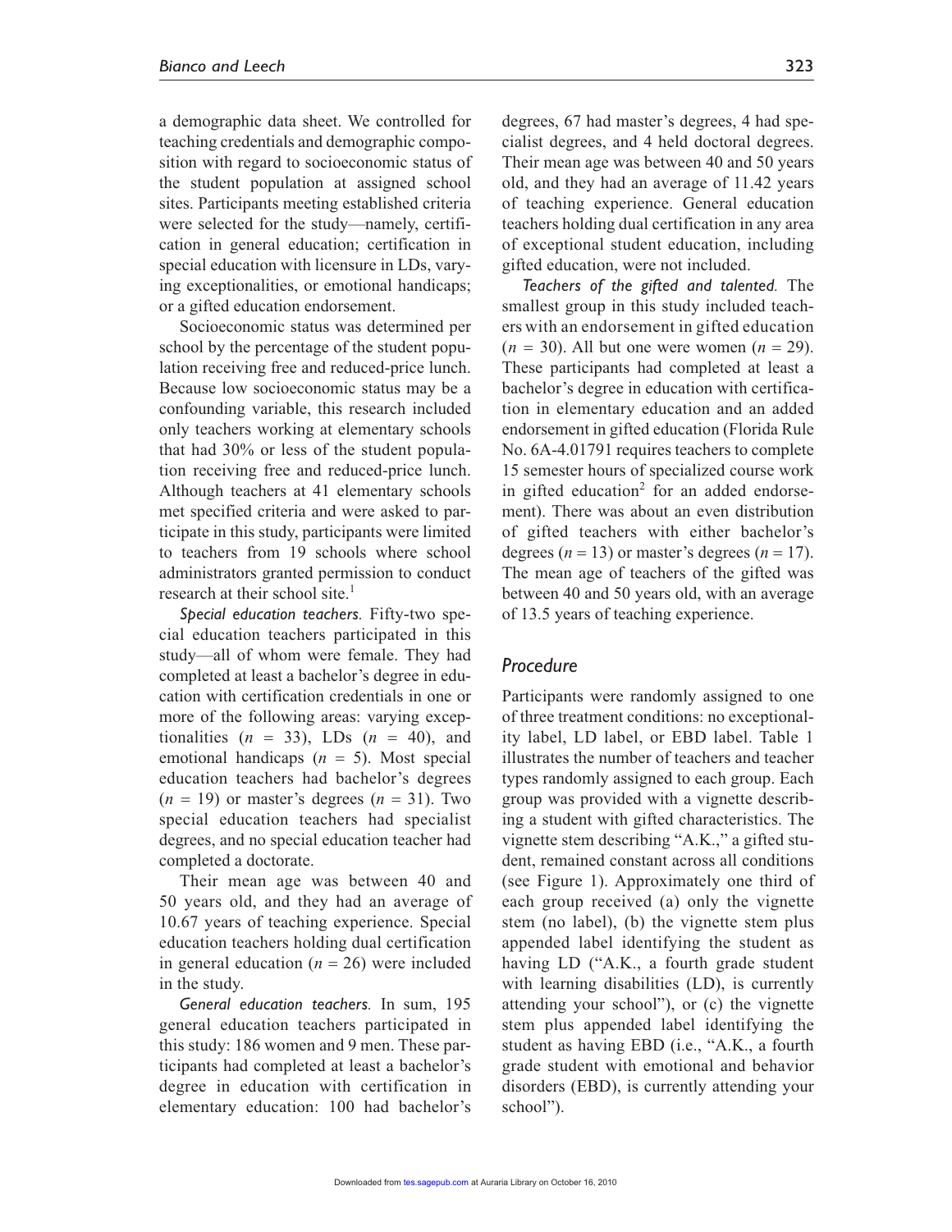a demographic data sheet. We controlled for teaching credentials and demographic composition with regard to socioeconomic status of the student population at assigned school sites. Participants meeting established criteria were selected for the study—namely, certification in general education; certification in special education with licensure in LDs, varying exceptionalities, or emotional handicaps; or a gifted education endorsement.

Socioeconomic status was determined per school by the percentage of the student population receiving free and reduced-price lunch. Because low socioeconomic status may be a confounding variable, this research included only teachers working at elementary schools that had 30% or less of the student population receiving free and reduced-price lunch. Although teachers at 41 elementary schools met specified criteria and were asked to participate in this study, participants were limited to teachers from 19 schools where school administrators granted permission to conduct research at their school site.[1]

*Special education teachers.* Fifty-two special education teachers participated in this study—all of whom were female. They had completed at least a bachelor's degree in education with certification credentials in one or more of the following areas: varying exceptionalities ($n$ = 33), LDs ($n$ = 40), and emotional handicaps ($n$ = 5). Most special education teachers had bachelor's degrees ($n$ = 19) or master's degrees ($n$ = 31). Two special education teachers had specialist degrees, and no special education teacher had completed a doctorate.

Their mean age was between 40 and 50 years old, and they had an average of 10.67 years of teaching experience. Special education teachers holding dual certification in general education ($n$ = 26) were included in the study.

*General education teachers.* In sum, 195 general education teachers participated in this study: 186 women and 9 men. These participants had completed at least a bachelor's degree in education with certification in elementary education: 100 had bachelor's degrees, 67 had master's degrees, 4 had specialist degrees, and 4 held doctoral degrees. Their mean age was between 40 and 50 years old, and they had an average of 11.42 years of teaching experience. General education teachers holding dual certification in any area of exceptional student education, including gifted education, were not included.

*Teachers of the gifted and talented.* The smallest group in this study included teachers with an endorsement in gifted education ($n$ = 30). All but one were women ($n$ = 29). These participants had completed at least a bachelor's degree in education with certification in elementary education and an added endorsement in gifted education (Florida Rule No. 6A-4.01791 requires teachers to complete 15 semester hours of specialized course work in gifted education[2] for an added endorsement). There was about an even distribution of gifted teachers with either bachelor's degrees ($n$ = 13) or master's degrees ($n$ = 17). The mean age of teachers of the gifted was between 40 and 50 years old, with an average of 13.5 years of teaching experience.

## Procedure

Participants were randomly assigned to one of three treatment conditions: no exceptionality label, LD label, or EBD label. Table 1 illustrates the number of teachers and teacher types randomly assigned to each group. Each group was provided with a vignette describing a student with gifted characteristics. The vignette stem describing "A.K.," a gifted student, remained constant across all conditions (see Figure 1). Approximately one third of each group received (a) only the vignette stem (no label), (b) the vignette stem plus appended label identifying the student as having LD ("A.K., a fourth grade student with learning disabilities (LD), is currently attending your school"), or (c) the vignette stem plus appended label identifying the student as having EBD (i.e., "A.K., a fourth grade student with emotional and behavior disorders (EBD), is currently attending your school").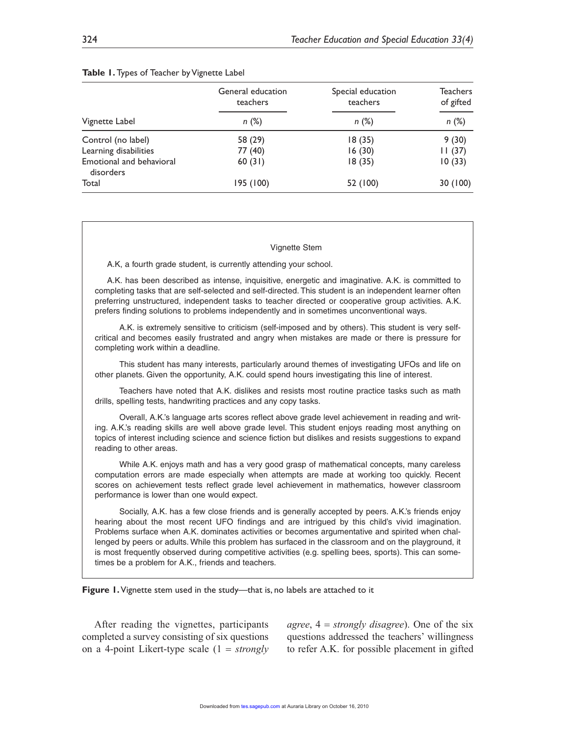**Table 1.** Types of Teacher by Vignette Label

| Vignette Label | General education teachers | Special education teachers | Teachers of gifted |
|---|---|---|---|
| | *n* (%) | *n* (%) | *n* (%) |
| Control (no label) | 58 (29) | 18 (35) | 9 (30) |
| Learning disabilities | 77 (40) | 16 (30) | 11 (37) |
| Emotional and behavioral disorders | 60 (31) | 18 (35) | 10 (33) |
| Total | 195 (100) | 52 (100) | 30 (100) |

Vignette Stem

A.K, a fourth grade student, is currently attending your school.

A.K. has been described as intense, inquisitive, energetic and imaginative. A.K. is committed to completing tasks that are self-selected and self-directed. This student is an independent learner often preferring unstructured, independent tasks to teacher directed or cooperative group activities. A.K. prefers finding solutions to problems independently and in sometimes unconventional ways.

A.K. is extremely sensitive to criticism (self-imposed and by others). This student is very self-critical and becomes easily frustrated and angry when mistakes are made or there is pressure for completing work within a deadline.

This student has many interests, particularly around themes of investigating UFOs and life on other planets. Given the opportunity, A.K. could spend hours investigating this line of interest.

Teachers have noted that A.K. dislikes and resists most routine practice tasks such as math drills, spelling tests, handwriting practices and any copy tasks.

Overall, A.K.'s language arts scores reflect above grade level achievement in reading and writing. A.K.'s reading skills are well above grade level. This student enjoys reading most anything on topics of interest including science and science fiction but dislikes and resists suggestions to expand reading to other areas.

While A.K. enjoys math and has a very good grasp of mathematical concepts, many careless computation errors are made especially when attempts are made at working too quickly. Recent scores on achievement tests reflect grade level achievement in mathematics, however classroom performance is lower than one would expect.

Socially, A.K. has a few close friends and is generally accepted by peers. A.K.'s friends enjoy hearing about the most recent UFO findings and are intrigued by this child's vivid imagination. Problems surface when A.K. dominates activities or becomes argumentative and spirited when challenged by peers or adults. While this problem has surfaced in the classroom and on the playground, it is most frequently observed during competitive activities (e.g. spelling bees, sports). This can sometimes be a problem for A.K., friends and teachers.

**Figure 1.** Vignette stem used in the study—that is, no labels are attached to it

After reading the vignettes, participants completed a survey consisting of six questions on a 4-point Likert-type scale (1 = *strongly agree*, 4 = *strongly disagree*). One of the six questions addressed the teachers' willingness to refer A.K. for possible placement in gifted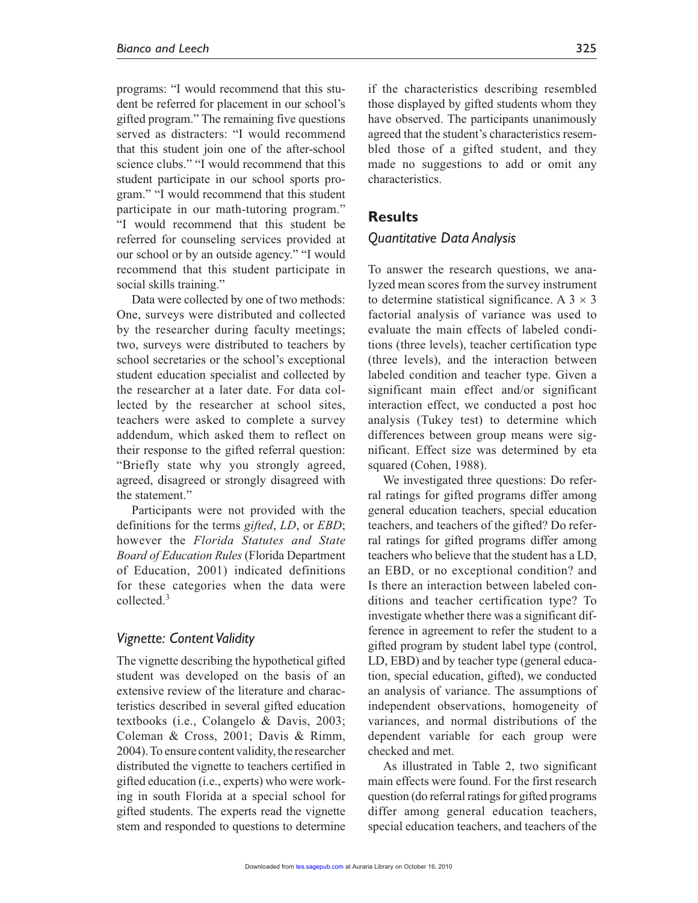programs: "I would recommend that this student be referred for placement in our school's gifted program." The remaining five questions served as distracters: "I would recommend that this student join one of the after-school science clubs." "I would recommend that this student participate in our school sports program." "I would recommend that this student participate in our math-tutoring program." "I would recommend that this student be referred for counseling services provided at our school or by an outside agency." "I would recommend that this student participate in social skills training."

Data were collected by one of two methods: One, surveys were distributed and collected by the researcher during faculty meetings; two, surveys were distributed to teachers by school secretaries or the school's exceptional student education specialist and collected by the researcher at a later date. For data collected by the researcher at school sites, teachers were asked to complete a survey addendum, which asked them to reflect on their response to the gifted referral question: "Briefly state why you strongly agreed, agreed, disagreed or strongly disagreed with the statement."

Participants were not provided with the definitions for the terms *gifted*, *LD*, or *EBD*; however the *Florida Statutes and State Board of Education Rules* (Florida Department of Education, 2001) indicated definitions for these categories when the data were collected.[3]

### Vignette: Content Validity

The vignette describing the hypothetical gifted student was developed on the basis of an extensive review of the literature and characteristics described in several gifted education textbooks (i.e., Colangelo & Davis, 2003; Coleman & Cross, 2001; Davis & Rimm, 2004). To ensure content validity, the researcher distributed the vignette to teachers certified in gifted education (i.e., experts) who were working in south Florida at a special school for gifted students. The experts read the vignette stem and responded to questions to determine if the characteristics describing resembled those displayed by gifted students whom they have observed. The participants unanimously agreed that the student's characteristics resembled those of a gifted student, and they made no suggestions to add or omit any characteristics.

## Results

### Quantitative Data Analysis

To answer the research questions, we analyzed mean scores from the survey instrument to determine statistical significance. A $3 \times 3$ factorial analysis of variance was used to evaluate the main effects of labeled conditions (three levels), teacher certification type (three levels), and the interaction between labeled condition and teacher type. Given a significant main effect and/or significant interaction effect, we conducted a post hoc analysis (Tukey test) to determine which differences between group means were significant. Effect size was determined by eta squared (Cohen, 1988).

We investigated three questions: Do referral ratings for gifted programs differ among general education teachers, special education teachers, and teachers of the gifted? Do referral ratings for gifted programs differ among teachers who believe that the student has a LD, an EBD, or no exceptional condition? and Is there an interaction between labeled conditions and teacher certification type? To investigate whether there was a significant difference in agreement to refer the student to a gifted program by student label type (control, LD, EBD) and by teacher type (general education, special education, gifted), we conducted an analysis of variance. The assumptions of independent observations, homogeneity of variances, and normal distributions of the dependent variable for each group were checked and met.

As illustrated in Table 2, two significant main effects were found. For the first research question (do referral ratings for gifted programs differ among general education teachers, special education teachers, and teachers of the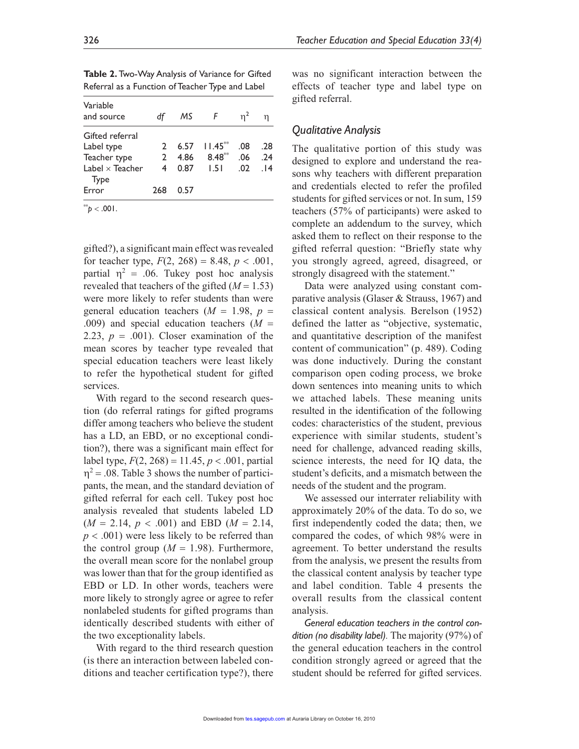**Table 2.** Two-Way Analysis of Variance for Gifted Referral as a Function of Teacher Type and Label

| Variable and source | *df* | *MS* | *F* | $\eta^2$ | $\eta$ |
|---|---|---|---|---|---|
| Gifted referral | | | | | |
| Label type | 2 | 6.57 | 11.45** | .08 | .28 |
| Teacher type | 2 | 4.86 | 8.48** | .06 | .24 |
| Label × Teacher Type | 4 | 0.87 | 1.51 | .02 | .14 |
| Error | 268 | 0.57 | | | |

**$p < .001$.

gifted?), a significant main effect was revealed for teacher type, $F(2, 268) = 8.48$, $p < .001$, partial $\eta^2 = .06$. Tukey post hoc analysis revealed that teachers of the gifted ($M = 1.53$) were more likely to refer students than were general education teachers ($M = 1.98$, $p = .009$) and special education teachers ($M = 2.23$, $p = .001$). Closer examination of the mean scores by teacher type revealed that special education teachers were least likely to refer the hypothetical student for gifted services.

With regard to the second research question (do referral ratings for gifted programs differ among teachers who believe the student has a LD, an EBD, or no exceptional condition?), there was a significant main effect for label type, $F(2, 268) = 11.45$, $p < .001$, partial $\eta^2 = .08$. Table 3 shows the number of participants, the mean, and the standard deviation of gifted referral for each cell. Tukey post hoc analysis revealed that students labeled LD ($M = 2.14$, $p < .001$) and EBD ($M = 2.14$, $p < .001$) were less likely to be referred than the control group ($M = 1.98$). Furthermore, the overall mean score for the nonlabel group was lower than that for the group identified as EBD or LD. In other words, teachers were more likely to strongly agree or agree to refer nonlabeled students for gifted programs than identically described students with either of the two exceptionality labels.

With regard to the third research question (is there an interaction between labeled conditions and teacher certification type?), there was no significant interaction between the effects of teacher type and label type on gifted referral.

## *Qualitative Analysis*

The qualitative portion of this study was designed to explore and understand the reasons why teachers with different preparation and credentials elected to refer the profiled students for gifted services or not. In sum, 159 teachers (57% of participants) were asked to complete an addendum to the survey, which asked them to reflect on their response to the gifted referral question: "Briefly state why you strongly agreed, agreed, disagreed, or strongly disagreed with the statement."

Data were analyzed using constant comparative analysis (Glaser & Strauss, 1967) and classical content analysis. Berelson (1952) defined the latter as "objective, systematic, and quantitative description of the manifest content of communication" (p. 489). Coding was done inductively. During the constant comparison open coding process, we broke down sentences into meaning units to which we attached labels. These meaning units resulted in the identification of the following codes: characteristics of the student, previous experience with similar students, student's need for challenge, advanced reading skills, science interests, the need for IQ data, the student's deficits, and a mismatch between the needs of the student and the program.

We assessed our interrater reliability with approximately 20% of the data. To do so, we first independently coded the data; then, we compared the codes, of which 98% were in agreement. To better understand the results from the analysis, we present the results from the classical content analysis by teacher type and label condition. Table 4 presents the overall results from the classical content analysis.

*General education teachers in the control condition (no disability label).* The majority (97%) of the general education teachers in the control condition strongly agreed or agreed that the student should be referred for gifted services.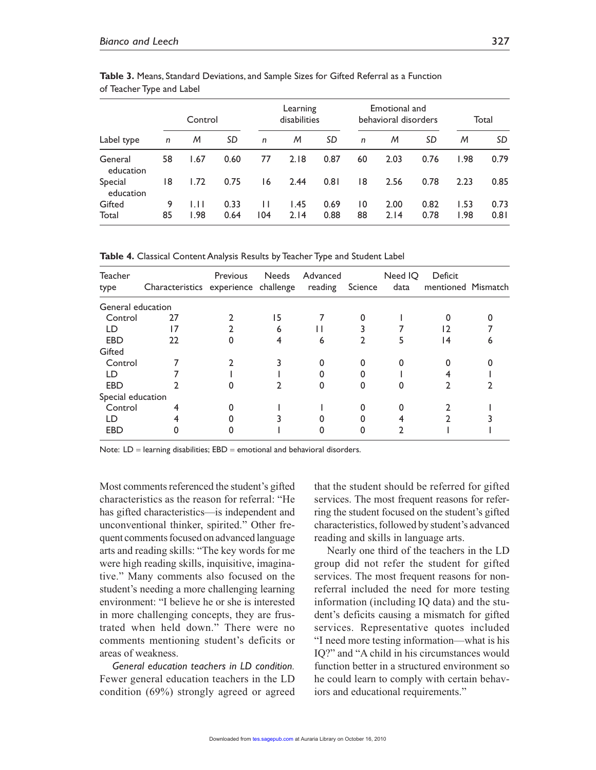**Table 3.** Means, Standard Deviations, and Sample Sizes for Gifted Referral as a Function of Teacher Type and Label

| | Control | | | Learning disabilities | | | Emotional and behavioral disorders | | | Total | |
|---|---|---|---|---|---|---|---|---|---|---|---|
| Label type | *n* | *M* | *SD* | *n* | *M* | *SD* | *n* | *M* | *SD* | *M* | *SD* |
| General education | 58 | 1.67 | 0.60 | 77 | 2.18 | 0.87 | 60 | 2.03 | 0.76 | 1.98 | 0.79 |
| Special education | 18 | 1.72 | 0.75 | 16 | 2.44 | 0.81 | 18 | 2.56 | 0.78 | 2.23 | 0.85 |
| Gifted | 9 | 1.11 | 0.33 | 11 | 1.45 | 0.69 | 10 | 2.00 | 0.82 | 1.53 | 0.73 |
| Total | 85 | 1.98 | 0.64 | 104 | 2.14 | 0.88 | 88 | 2.14 | 0.78 | 1.98 | 0.81 |

**Table 4.** Classical Content Analysis Results by Teacher Type and Student Label

| Teacher type | Characteristics | Previous experience | Needs challenge | Advanced reading | Science | Need IQ data | Deficit mentioned | Mismatch |
|---|---|---|---|---|---|---|---|---|
| General education | | | | | | | | |
| Control | 27 | 2 | 15 | 7 | 0 | 1 | 0 | 0 |
| LD | 17 | 2 | 6 | 11 | 3 | 7 | 12 | 7 |
| EBD | 22 | 0 | 4 | 6 | 2 | 5 | 14 | 6 |
| Gifted | | | | | | | | |
| Control | 7 | 2 | 3 | 0 | 0 | 0 | 0 | 0 |
| LD | 7 | 1 | 1 | 0 | 0 | 1 | 4 | 1 |
| EBD | 2 | 0 | 2 | 0 | 0 | 0 | 2 | 2 |
| Special education | | | | | | | | |
| Control | 4 | 0 | 1 | 1 | 0 | 0 | 2 | 1 |
| LD | 4 | 0 | 3 | 0 | 0 | 4 | 2 | 3 |
| EBD | 0 | 0 | 1 | 0 | 0 | 2 | 1 | 1 |

Note: LD = learning disabilities; EBD = emotional and behavioral disorders.

Most comments referenced the student's gifted characteristics as the reason for referral: "He has gifted characteristics—is independent and unconventional thinker, spirited." Other frequent comments focused on advanced language arts and reading skills: "The key words for me were high reading skills, inquisitive, imaginative." Many comments also focused on the student's needing a more challenging learning environment: "I believe he or she is interested in more challenging concepts, they are frustrated when held down." There were no comments mentioning student's deficits or areas of weakness.

*General education teachers in LD condition.* Fewer general education teachers in the LD condition (69%) strongly agreed or agreed that the student should be referred for gifted services. The most frequent reasons for referring the student focused on the student's gifted characteristics, followed by student's advanced reading and skills in language arts.

Nearly one third of the teachers in the LD group did not refer the student for gifted services. The most frequent reasons for nonreferral included the need for more testing information (including IQ data) and the student's deficits causing a mismatch for gifted services. Representative quotes included "I need more testing information—what is his IQ?" and "A child in his circumstances would function better in a structured environment so he could learn to comply with certain behaviors and educational requirements."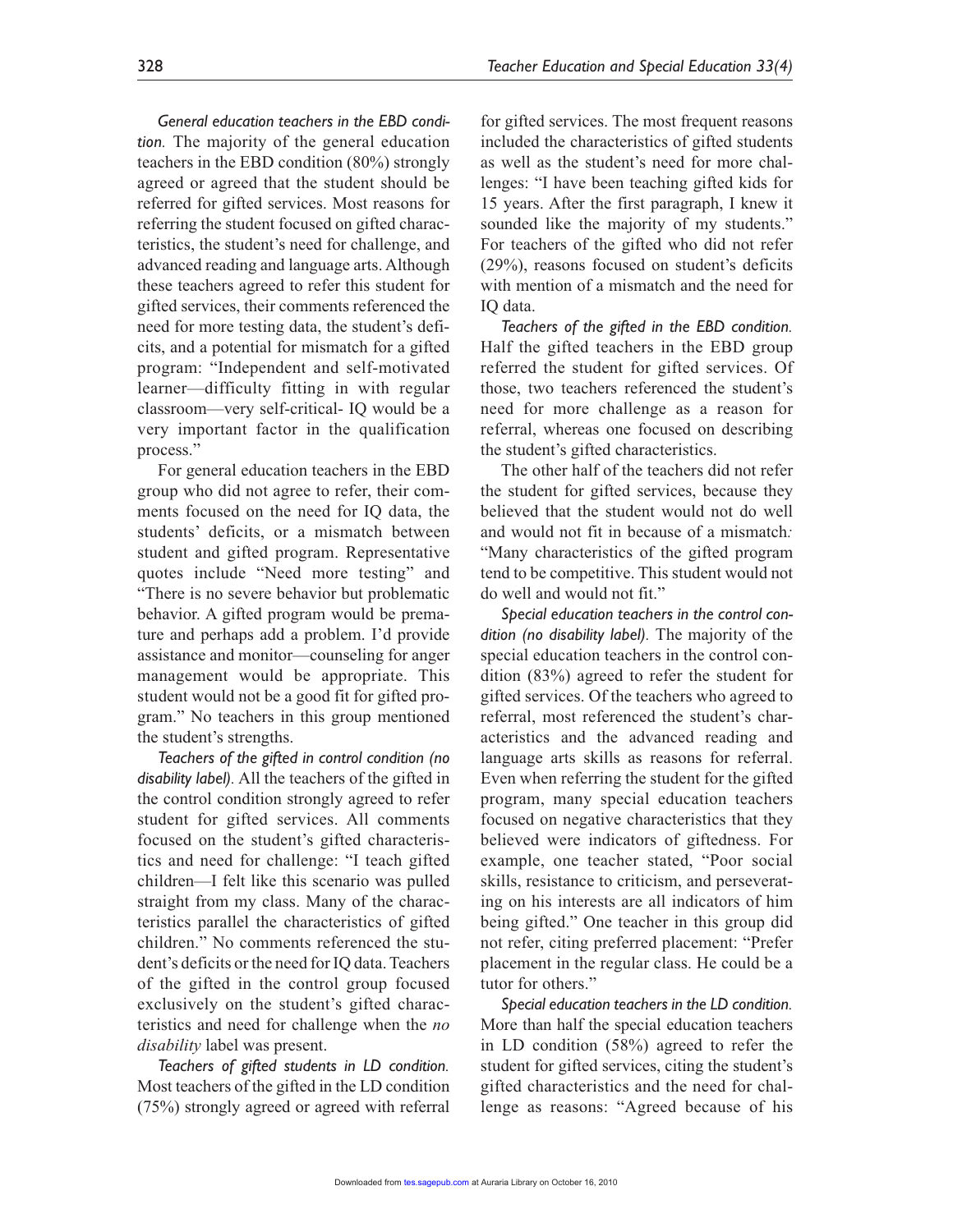*General education teachers in the EBD condition.* The majority of the general education teachers in the EBD condition (80%) strongly agreed or agreed that the student should be referred for gifted services. Most reasons for referring the student focused on gifted characteristics, the student's need for challenge, and advanced reading and language arts. Although these teachers agreed to refer this student for gifted services, their comments referenced the need for more testing data, the student's deficits, and a potential for mismatch for a gifted program: "Independent and self-motivated learner—difficulty fitting in with regular classroom—very self-critical- IQ would be a very important factor in the qualification process."

For general education teachers in the EBD group who did not agree to refer, their comments focused on the need for IQ data, the students' deficits, or a mismatch between student and gifted program. Representative quotes include "Need more testing" and "There is no severe behavior but problematic behavior. A gifted program would be premature and perhaps add a problem. I'd provide assistance and monitor—counseling for anger management would be appropriate. This student would not be a good fit for gifted program." No teachers in this group mentioned the student's strengths.

*Teachers of the gifted in control condition (no disability label).* All the teachers of the gifted in the control condition strongly agreed to refer student for gifted services. All comments focused on the student's gifted characteristics and need for challenge: "I teach gifted children—I felt like this scenario was pulled straight from my class. Many of the characteristics parallel the characteristics of gifted children." No comments referenced the student's deficits or the need for IQ data. Teachers of the gifted in the control group focused exclusively on the student's gifted characteristics and need for challenge when the *no disability* label was present.

*Teachers of gifted students in LD condition.* Most teachers of the gifted in the LD condition (75%) strongly agreed or agreed with referral for gifted services. The most frequent reasons included the characteristics of gifted students as well as the student's need for more challenges: "I have been teaching gifted kids for 15 years. After the first paragraph, I knew it sounded like the majority of my students." For teachers of the gifted who did not refer (29%), reasons focused on student's deficits with mention of a mismatch and the need for IQ data.

*Teachers of the gifted in the EBD condition.* Half the gifted teachers in the EBD group referred the student for gifted services. Of those, two teachers referenced the student's need for more challenge as a reason for referral, whereas one focused on describing the student's gifted characteristics.

The other half of the teachers did not refer the student for gifted services, because they believed that the student would not do well and would not fit in because of a mismatch: "Many characteristics of the gifted program tend to be competitive. This student would not do well and would not fit."

*Special education teachers in the control condition (no disability label).* The majority of the special education teachers in the control condition (83%) agreed to refer the student for gifted services. Of the teachers who agreed to referral, most referenced the student's characteristics and the advanced reading and language arts skills as reasons for referral. Even when referring the student for the gifted program, many special education teachers focused on negative characteristics that they believed were indicators of giftedness. For example, one teacher stated, "Poor social skills, resistance to criticism, and perseverating on his interests are all indicators of him being gifted." One teacher in this group did not refer, citing preferred placement: "Prefer placement in the regular class. He could be a tutor for others."

*Special education teachers in the LD condition.* More than half the special education teachers in LD condition (58%) agreed to refer the student for gifted services, citing the student's gifted characteristics and the need for challenge as reasons: "Agreed because of his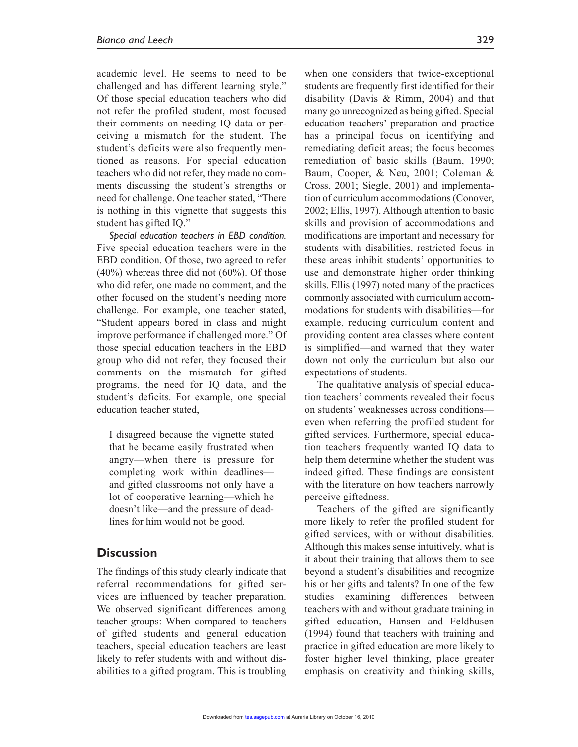academic level. He seems to need to be challenged and has different learning style." Of those special education teachers who did not refer the profiled student, most focused their comments on needing IQ data or perceiving a mismatch for the student. The student's deficits were also frequently mentioned as reasons. For special education teachers who did not refer, they made no comments discussing the student's strengths or need for challenge. One teacher stated, "There is nothing in this vignette that suggests this student has gifted IQ."

*Special education teachers in EBD condition.* Five special education teachers were in the EBD condition. Of those, two agreed to refer (40%) whereas three did not (60%). Of those who did refer, one made no comment, and the other focused on the student's needing more challenge. For example, one teacher stated, "Student appears bored in class and might improve performance if challenged more." Of those special education teachers in the EBD group who did not refer, they focused their comments on the mismatch for gifted programs, the need for IQ data, and the student's deficits. For example, one special education teacher stated,

> I disagreed because the vignette stated that he became easily frustrated when angry—when there is pressure for completing work within deadlines—and gifted classrooms not only have a lot of cooperative learning—which he doesn't like—and the pressure of deadlines for him would not be good.

## Discussion

The findings of this study clearly indicate that referral recommendations for gifted services are influenced by teacher preparation. We observed significant differences among teacher groups: When compared to teachers of gifted students and general education teachers, special education teachers are least likely to refer students with and without disabilities to a gifted program. This is troubling when one considers that twice-exceptional students are frequently first identified for their disability (Davis & Rimm, 2004) and that many go unrecognized as being gifted. Special education teachers' preparation and practice has a principal focus on identifying and remediating deficit areas; the focus becomes remediation of basic skills (Baum, 1990; Baum, Cooper, & Neu, 2001; Coleman & Cross, 2001; Siegle, 2001) and implementation of curriculum accommodations (Conover, 2002; Ellis, 1997). Although attention to basic skills and provision of accommodations and modifications are important and necessary for students with disabilities, restricted focus in these areas inhibit students' opportunities to use and demonstrate higher order thinking skills. Ellis (1997) noted many of the practices commonly associated with curriculum accommodations for students with disabilities—for example, reducing curriculum content and providing content area classes where content is simplified—and warned that they water down not only the curriculum but also our expectations of students.

The qualitative analysis of special education teachers' comments revealed their focus on students' weaknesses across conditions—even when referring the profiled student for gifted services. Furthermore, special education teachers frequently wanted IQ data to help them determine whether the student was indeed gifted. These findings are consistent with the literature on how teachers narrowly perceive giftedness.

Teachers of the gifted are significantly more likely to refer the profiled student for gifted services, with or without disabilities. Although this makes sense intuitively, what is it about their training that allows them to see beyond a student's disabilities and recognize his or her gifts and talents? In one of the few studies examining differences between teachers with and without graduate training in gifted education, Hansen and Feldhusen (1994) found that teachers with training and practice in gifted education are more likely to foster higher level thinking, place greater emphasis on creativity and thinking skills,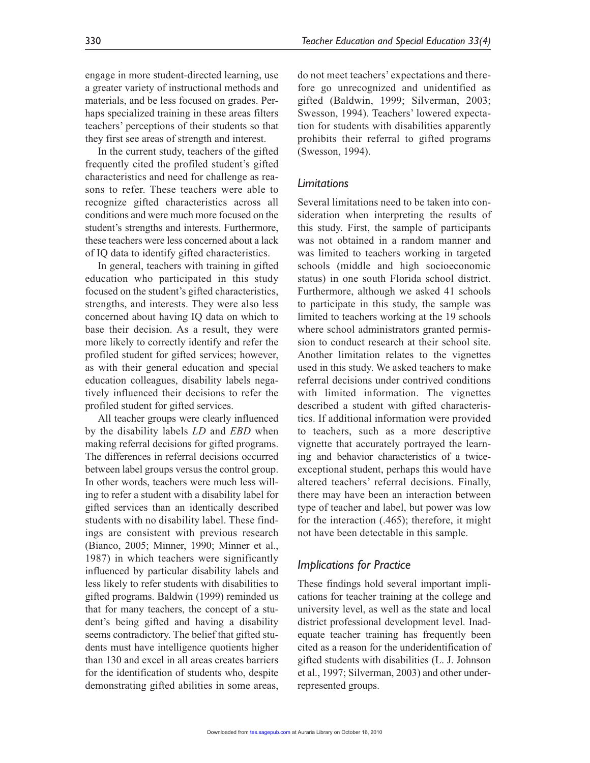engage in more student-directed learning, use a greater variety of instructional methods and materials, and be less focused on grades. Perhaps specialized training in these areas filters teachers' perceptions of their students so that they first see areas of strength and interest.

In the current study, teachers of the gifted frequently cited the profiled student's gifted characteristics and need for challenge as reasons to refer. These teachers were able to recognize gifted characteristics across all conditions and were much more focused on the student's strengths and interests. Furthermore, these teachers were less concerned about a lack of IQ data to identify gifted characteristics.

In general, teachers with training in gifted education who participated in this study focused on the student's gifted characteristics, strengths, and interests. They were also less concerned about having IQ data on which to base their decision. As a result, they were more likely to correctly identify and refer the profiled student for gifted services; however, as with their general education and special education colleagues, disability labels negatively influenced their decisions to refer the profiled student for gifted services.

All teacher groups were clearly influenced by the disability labels *LD* and *EBD* when making referral decisions for gifted programs. The differences in referral decisions occurred between label groups versus the control group. In other words, teachers were much less willing to refer a student with a disability label for gifted services than an identically described students with no disability label. These findings are consistent with previous research (Bianco, 2005; Minner, 1990; Minner et al., 1987) in which teachers were significantly influenced by particular disability labels and less likely to refer students with disabilities to gifted programs. Baldwin (1999) reminded us that for many teachers, the concept of a student's being gifted and having a disability seems contradictory. The belief that gifted students must have intelligence quotients higher than 130 and excel in all areas creates barriers for the identification of students who, despite demonstrating gifted abilities in some areas, do not meet teachers' expectations and therefore go unrecognized and unidentified as gifted (Baldwin, 1999; Silverman, 2003; Swesson, 1994). Teachers' lowered expectation for students with disabilities apparently prohibits their referral to gifted programs (Swesson, 1994).

## Limitations

Several limitations need to be taken into consideration when interpreting the results of this study. First, the sample of participants was not obtained in a random manner and was limited to teachers working in targeted schools (middle and high socioeconomic status) in one south Florida school district. Furthermore, although we asked 41 schools to participate in this study, the sample was limited to teachers working at the 19 schools where school administrators granted permission to conduct research at their school site. Another limitation relates to the vignettes used in this study. We asked teachers to make referral decisions under contrived conditions with limited information. The vignettes described a student with gifted characteristics. If additional information were provided to teachers, such as a more descriptive vignette that accurately portrayed the learning and behavior characteristics of a twice-exceptional student, perhaps this would have altered teachers' referral decisions. Finally, there may have been an interaction between type of teacher and label, but power was low for the interaction (.465); therefore, it might not have been detectable in this sample.

## Implications for Practice

These findings hold several important implications for teacher training at the college and university level, as well as the state and local district professional development level. Inadequate teacher training has frequently been cited as a reason for the underidentification of gifted students with disabilities (L. J. Johnson et al., 1997; Silverman, 2003) and other underrepresented groups.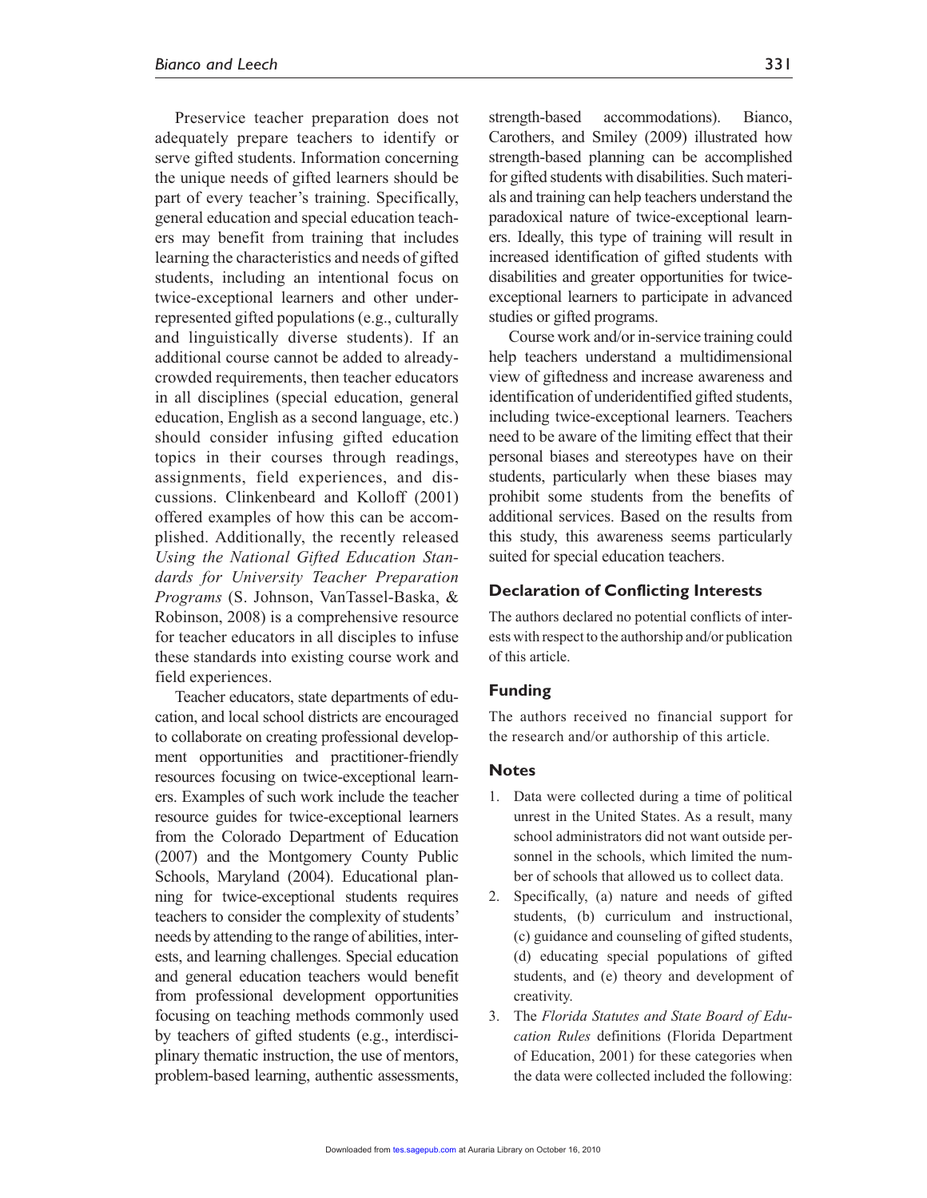Preservice teacher preparation does not adequately prepare teachers to identify or serve gifted students. Information concerning the unique needs of gifted learners should be part of every teacher's training. Specifically, general education and special education teachers may benefit from training that includes learning the characteristics and needs of gifted students, including an intentional focus on twice-exceptional learners and other underrepresented gifted populations (e.g., culturally and linguistically diverse students). If an additional course cannot be added to already-crowded requirements, then teacher educators in all disciplines (special education, general education, English as a second language, etc.) should consider infusing gifted education topics in their courses through readings, assignments, field experiences, and discussions. Clinkenbeard and Kolloff (2001) offered examples of how this can be accomplished. Additionally, the recently released *Using the National Gifted Education Standards for University Teacher Preparation Programs* (S. Johnson, VanTassel-Baska, & Robinson, 2008) is a comprehensive resource for teacher educators in all disciples to infuse these standards into existing course work and field experiences.

Teacher educators, state departments of education, and local school districts are encouraged to collaborate on creating professional development opportunities and practitioner-friendly resources focusing on twice-exceptional learners. Examples of such work include the teacher resource guides for twice-exceptional learners from the Colorado Department of Education (2007) and the Montgomery County Public Schools, Maryland (2004). Educational planning for twice-exceptional students requires teachers to consider the complexity of students' needs by attending to the range of abilities, interests, and learning challenges. Special education and general education teachers would benefit from professional development opportunities focusing on teaching methods commonly used by teachers of gifted students (e.g., interdisciplinary thematic instruction, the use of mentors, problem-based learning, authentic assessments, strength-based accommodations). Bianco, Carothers, and Smiley (2009) illustrated how strength-based planning can be accomplished for gifted students with disabilities. Such materials and training can help teachers understand the paradoxical nature of twice-exceptional learners. Ideally, this type of training will result in increased identification of gifted students with disabilities and greater opportunities for twice-exceptional learners to participate in advanced studies or gifted programs.

Course work and/or in-service training could help teachers understand a multidimensional view of giftedness and increase awareness and identification of underidentified gifted students, including twice-exceptional learners. Teachers need to be aware of the limiting effect that their personal biases and stereotypes have on their students, particularly when these biases may prohibit some students from the benefits of additional services. Based on the results from this study, this awareness seems particularly suited for special education teachers.

## Declaration of Conflicting Interests

The authors declared no potential conflicts of interests with respect to the authorship and/or publication of this article.

## Funding

The authors received no financial support for the research and/or authorship of this article.

## Notes

1. Data were collected during a time of political unrest in the United States. As a result, many school administrators did not want outside personnel in the schools, which limited the number of schools that allowed us to collect data.
2. Specifically, (a) nature and needs of gifted students, (b) curriculum and instructional, (c) guidance and counseling of gifted students, (d) educating special populations of gifted students, and (e) theory and development of creativity.
3. The *Florida Statutes and State Board of Education Rules* definitions (Florida Department of Education, 2001) for these categories when the data were collected included the following: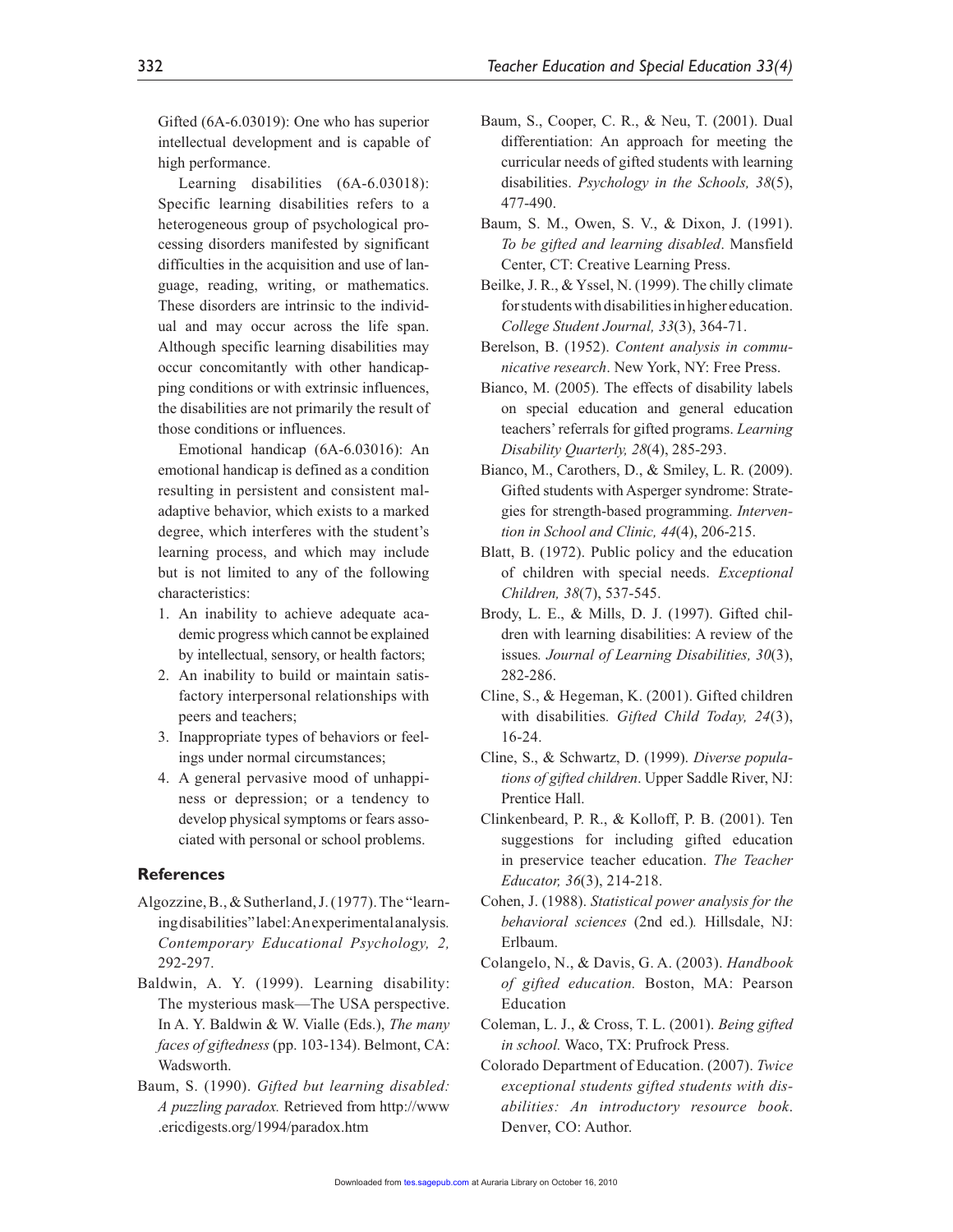Gifted (6A-6.03019): One who has superior intellectual development and is capable of high performance.

Learning disabilities (6A-6.03018): Specific learning disabilities refers to a heterogeneous group of psychological processing disorders manifested by significant difficulties in the acquisition and use of language, reading, writing, or mathematics. These disorders are intrinsic to the individual and may occur across the life span. Although specific learning disabilities may occur concomitantly with other handicapping conditions or with extrinsic influences, the disabilities are not primarily the result of those conditions or influences.

Emotional handicap (6A-6.03016): An emotional handicap is defined as a condition resulting in persistent and consistent maladaptive behavior, which exists to a marked degree, which interferes with the student's learning process, and which may include but is not limited to any of the following characteristics:

1. An inability to achieve adequate academic progress which cannot be explained by intellectual, sensory, or health factors;
2. An inability to build or maintain satisfactory interpersonal relationships with peers and teachers;
3. Inappropriate types of behaviors or feelings under normal circumstances;
4. A general pervasive mood of unhappiness or depression; or a tendency to develop physical symptoms or fears associated with personal or school problems.

## References

Algozzine, B., & Sutherland, J. (1977). The "learning disabilities" label: An experimental analysis. *Contemporary Educational Psychology, 2,* 292-297.

Baldwin, A. Y. (1999). Learning disability: The mysterious mask—The USA perspective. In A. Y. Baldwin & W. Vialle (Eds.), *The many faces of giftedness* (pp. 103-134). Belmont, CA: Wadsworth.

Baum, S. (1990). *Gifted but learning disabled: A puzzling paradox.* Retrieved from http://www.ericdigests.org/1994/paradox.htm

Baum, S., Cooper, C. R., & Neu, T. (2001). Dual differentiation: An approach for meeting the curricular needs of gifted students with learning disabilities. *Psychology in the Schools, 38*(5), 477-490.

Baum, S. M., Owen, S. V., & Dixon, J. (1991). *To be gifted and learning disabled*. Mansfield Center, CT: Creative Learning Press.

Beilke, J. R., & Yssel, N. (1999). The chilly climate for students with disabilities in higher education. *College Student Journal, 33*(3), 364-71.

Berelson, B. (1952). *Content analysis in communicative research*. New York, NY: Free Press.

Bianco, M. (2005). The effects of disability labels on special education and general education teachers' referrals for gifted programs. *Learning Disability Quarterly, 28*(4), 285-293.

Bianco, M., Carothers, D., & Smiley, L. R. (2009). Gifted students with Asperger syndrome: Strategies for strength-based programming. *Intervention in School and Clinic, 44*(4), 206-215.

Blatt, B. (1972). Public policy and the education of children with special needs. *Exceptional Children, 38*(7), 537-545.

Brody, L. E., & Mills, D. J. (1997). Gifted children with learning disabilities: A review of the issues*. Journal of Learning Disabilities, 30*(3), 282-286.

Cline, S., & Hegeman, K. (2001). Gifted children with disabilities*. Gifted Child Today, 24*(3), 16-24.

Cline, S., & Schwartz, D. (1999). *Diverse populations of gifted children*. Upper Saddle River, NJ: Prentice Hall.

Clinkenbeard, P. R., & Kolloff, P. B. (2001). Ten suggestions for including gifted education in preservice teacher education. *The Teacher Educator, 36*(3), 214-218.

Cohen, J. (1988). *Statistical power analysis for the behavioral sciences* (2nd ed.)*.* Hillsdale, NJ: Erlbaum.

Colangelo, N., & Davis, G. A. (2003). *Handbook of gifted education.* Boston, MA: Pearson Education

Coleman, L. J., & Cross, T. L. (2001). *Being gifted in school.* Waco, TX: Prufrock Press.

Colorado Department of Education. (2007). *Twice exceptional students gifted students with disabilities: An introductory resource book*. Denver, CO: Author.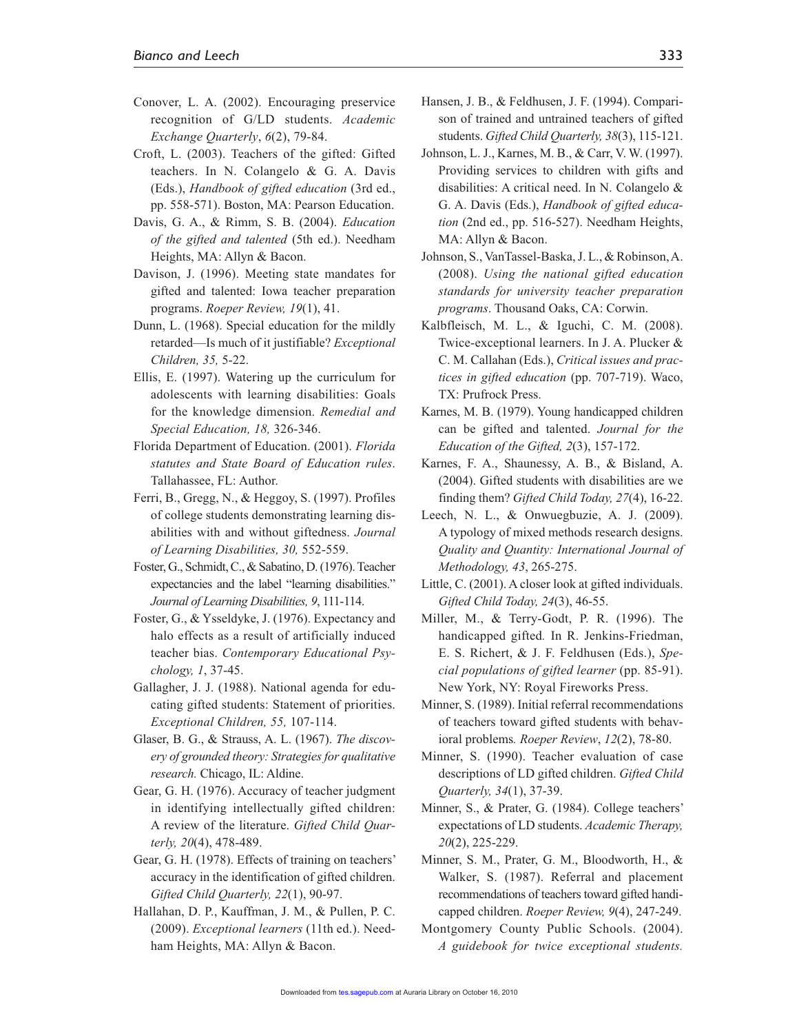Conover, L. A. (2002). Encouraging preservice recognition of G/LD students. *Academic Exchange Quarterly*, *6*(2), 79-84.

Croft, L. (2003). Teachers of the gifted: Gifted teachers. In N. Colangelo & G. A. Davis (Eds.), *Handbook of gifted education* (3rd ed., pp. 558-571). Boston, MA: Pearson Education.

Davis, G. A., & Rimm, S. B. (2004). *Education of the gifted and talented* (5th ed.). Needham Heights, MA: Allyn & Bacon.

Davison, J. (1996). Meeting state mandates for gifted and talented: Iowa teacher preparation programs. *Roeper Review, 19*(1), 41.

Dunn, L. (1968). Special education for the mildly retarded—Is much of it justifiable? *Exceptional Children, 35,* 5-22.

Ellis, E. (1997). Watering up the curriculum for adolescents with learning disabilities: Goals for the knowledge dimension. *Remedial and Special Education, 18,* 326-346.

Florida Department of Education. (2001). *Florida statutes and State Board of Education rules*. Tallahassee, FL: Author.

Ferri, B., Gregg, N., & Heggoy, S. (1997). Profiles of college students demonstrating learning disabilities with and without giftedness. *Journal of Learning Disabilities, 30,* 552-559.

Foster, G., Schmidt, C., & Sabatino, D. (1976). Teacher expectancies and the label "learning disabilities." *Journal of Learning Disabilities, 9*, 111-114.

Foster, G., & Ysseldyke, J. (1976). Expectancy and halo effects as a result of artificially induced teacher bias. *Contemporary Educational Psychology, 1*, 37-45.

Gallagher, J. J. (1988). National agenda for educating gifted students: Statement of priorities. *Exceptional Children, 55,* 107-114.

Glaser, B. G., & Strauss, A. L. (1967). *The discovery of grounded theory: Strategies for qualitative research.* Chicago, IL: Aldine.

Gear, G. H. (1976). Accuracy of teacher judgment in identifying intellectually gifted children: A review of the literature. *Gifted Child Quarterly, 20*(4), 478-489.

Gear, G. H. (1978). Effects of training on teachers' accuracy in the identification of gifted children. *Gifted Child Quarterly, 22*(1), 90-97.

Hallahan, D. P., Kauffman, J. M., & Pullen, P. C. (2009). *Exceptional learners* (11th ed.). Needham Heights, MA: Allyn & Bacon.

Hansen, J. B., & Feldhusen, J. F. (1994). Comparison of trained and untrained teachers of gifted students. *Gifted Child Quarterly, 38*(3), 115-121.

Johnson, L. J., Karnes, M. B., & Carr, V. W. (1997). Providing services to children with gifts and disabilities: A critical need. In N. Colangelo & G. A. Davis (Eds.), *Handbook of gifted education* (2nd ed., pp. 516-527). Needham Heights, MA: Allyn & Bacon.

Johnson, S., VanTassel-Baska, J. L., & Robinson, A. (2008). *Using the national gifted education standards for university teacher preparation programs*. Thousand Oaks, CA: Corwin.

Kalbfleisch, M. L., & Iguchi, C. M. (2008). Twice-exceptional learners. In J. A. Plucker & C. M. Callahan (Eds.), *Critical issues and practices in gifted education* (pp. 707-719). Waco, TX: Prufrock Press.

Karnes, M. B. (1979). Young handicapped children can be gifted and talented. *Journal for the Education of the Gifted, 2*(3), 157-172.

Karnes, F. A., Shaunessy, A. B., & Bisland, A. (2004). Gifted students with disabilities are we finding them? *Gifted Child Today, 27*(4), 16-22.

Leech, N. L., & Onwuegbuzie, A. J. (2009). A typology of mixed methods research designs. *Quality and Quantity: International Journal of Methodology, 43*, 265-275.

Little, C. (2001). A closer look at gifted individuals. *Gifted Child Today, 24*(3), 46-55.

Miller, M., & Terry-Godt, P. R. (1996). The handicapped gifted*.* In R. Jenkins-Friedman, E. S. Richert, & J. F. Feldhusen (Eds.), *Special populations of gifted learner* (pp. 85-91). New York, NY: Royal Fireworks Press.

Minner, S. (1989). Initial referral recommendations of teachers toward gifted students with behavioral problems*. Roeper Review*, *12*(2), 78-80.

Minner, S. (1990). Teacher evaluation of case descriptions of LD gifted children. *Gifted Child Quarterly, 34*(1), 37-39.

Minner, S., & Prater, G. (1984). College teachers' expectations of LD students. *Academic Therapy, 20*(2), 225-229.

Minner, S. M., Prater, G. M., Bloodworth, H., & Walker, S. (1987). Referral and placement recommendations of teachers toward gifted handicapped children. *Roeper Review, 9*(4), 247-249.

Montgomery County Public Schools. (2004). *A guidebook for twice exceptional students.*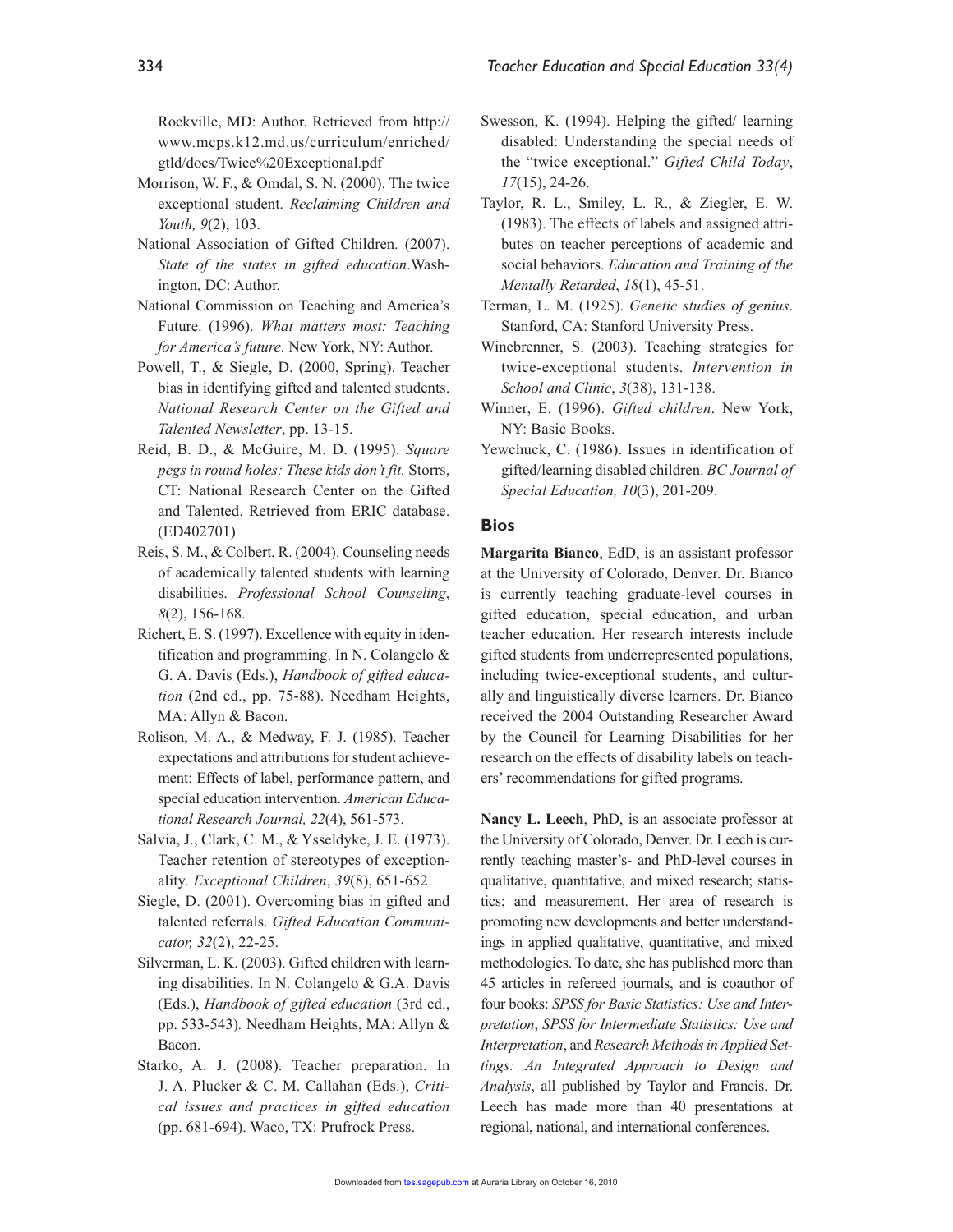Rockville, MD: Author. Retrieved from http://www.mcps.k12.md.us/curriculum/enriched/gtld/docs/Twice%20Exceptional.pdf

Morrison, W. F., & Omdal, S. N. (2000). The twice exceptional student. *Reclaiming Children and Youth, 9*(2), 103.

National Association of Gifted Children. (2007). *State of the states in gifted education*.Washington, DC: Author.

National Commission on Teaching and America's Future. (1996). *What matters most: Teaching for America's future*. New York, NY: Author.

Powell, T., & Siegle, D. (2000, Spring). Teacher bias in identifying gifted and talented students. *National Research Center on the Gifted and Talented Newsletter*, pp. 13-15.

Reid, B. D., & McGuire, M. D. (1995). *Square pegs in round holes: These kids don't fit.* Storrs, CT: National Research Center on the Gifted and Talented. Retrieved from ERIC database. (ED402701)

Reis, S. M., & Colbert, R. (2004). Counseling needs of academically talented students with learning disabilities. *Professional School Counseling*, *8*(2), 156-168.

Richert, E. S. (1997). Excellence with equity in identification and programming. In N. Colangelo & G. A. Davis (Eds.), *Handbook of gifted education* (2nd ed., pp. 75-88). Needham Heights, MA: Allyn & Bacon.

Rolison, M. A., & Medway, F. J. (1985). Teacher expectations and attributions for student achievement: Effects of label, performance pattern, and special education intervention. *American Educational Research Journal, 22*(4), 561-573.

Salvia, J., Clark, C. M., & Ysseldyke, J. E. (1973). Teacher retention of stereotypes of exceptionality. *Exceptional Children*, *39*(8), 651-652.

Siegle, D. (2001). Overcoming bias in gifted and talented referrals. *Gifted Education Communicator, 32*(2), 22-25.

Silverman, L. K. (2003). Gifted children with learning disabilities. In N. Colangelo & G.A. Davis (Eds.), *Handbook of gifted education* (3rd ed., pp. 533-543). Needham Heights, MA: Allyn & Bacon.

Starko, A. J. (2008). Teacher preparation. In J. A. Plucker & C. M. Callahan (Eds.), *Critical issues and practices in gifted education* (pp. 681-694). Waco, TX: Prufrock Press.

Swesson, K. (1994). Helping the gifted/ learning disabled: Understanding the special needs of the "twice exceptional." *Gifted Child Today*, *17*(15), 24-26.

Taylor, R. L., Smiley, L. R., & Ziegler, E. W. (1983). The effects of labels and assigned attributes on teacher perceptions of academic and social behaviors. *Education and Training of the Mentally Retarded*, *18*(1), 45-51.

Terman, L. M. (1925). *Genetic studies of genius*. Stanford, CA: Stanford University Press.

Winebrenner, S. (2003). Teaching strategies for twice-exceptional students. *Intervention in School and Clinic*, *3*(38), 131-138.

Winner, E. (1996). *Gifted children*. New York, NY: Basic Books.

Yewchuck, C. (1986). Issues in identification of gifted/learning disabled children. *BC Journal of Special Education, 10*(3), 201-209.

## Bios

**Margarita Bianco**, EdD, is an assistant professor at the University of Colorado, Denver. Dr. Bianco is currently teaching graduate-level courses in gifted education, special education, and urban teacher education. Her research interests include gifted students from underrepresented populations, including twice-exceptional students, and culturally and linguistically diverse learners. Dr. Bianco received the 2004 Outstanding Researcher Award by the Council for Learning Disabilities for her research on the effects of disability labels on teachers' recommendations for gifted programs.

**Nancy L. Leech**, PhD, is an associate professor at the University of Colorado, Denver. Dr. Leech is currently teaching master's- and PhD-level courses in qualitative, quantitative, and mixed research; statistics; and measurement. Her area of research is promoting new developments and better understandings in applied qualitative, quantitative, and mixed methodologies. To date, she has published more than 45 articles in refereed journals, and is coauthor of four books: *SPSS for Basic Statistics: Use and Interpretation*, *SPSS for Intermediate Statistics: Use and Interpretation*, and *Research Methods in Applied Settings: An Integrated Approach to Design and Analysis*, all published by Taylor and Francis. Dr. Leech has made more than 40 presentations at regional, national, and international conferences.